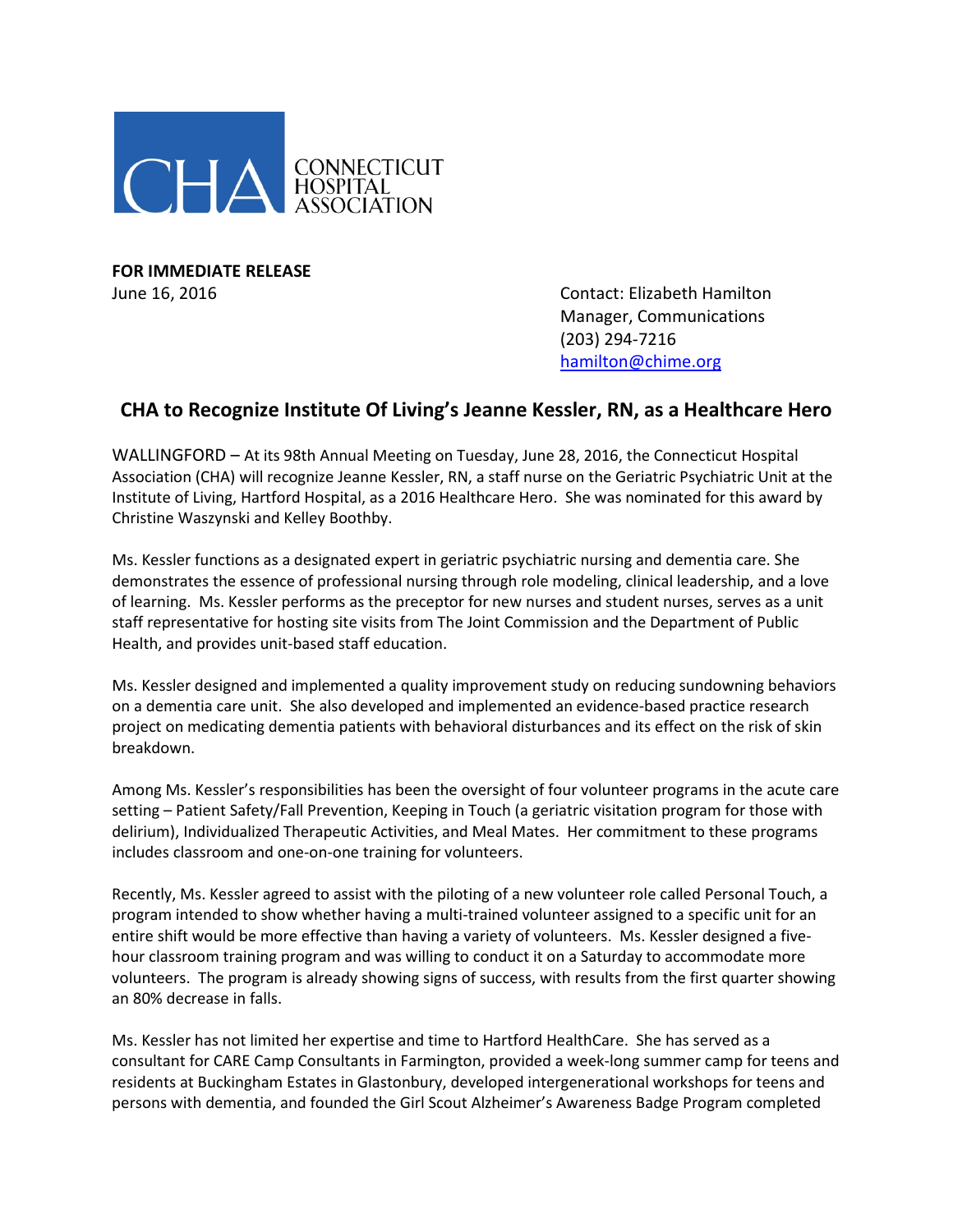CONNECTICUT HOSPITAL ASSOCIATION

**FOR IMMEDIATE RELEASE**

June 16, 2016

Contact: Elizabeth Hamilton
Manager, Communications
(203) 294-7216
hamilton@chime.org

## CHA to Recognize Institute Of Living's Jeanne Kessler, RN, as a Healthcare Hero

WALLINGFORD – At its 98th Annual Meeting on Tuesday, June 28, 2016, the Connecticut Hospital Association (CHA) will recognize Jeanne Kessler, RN, a staff nurse on the Geriatric Psychiatric Unit at the Institute of Living, Hartford Hospital, as a 2016 Healthcare Hero. She was nominated for this award by Christine Waszynski and Kelley Boothby.

Ms. Kessler functions as a designated expert in geriatric psychiatric nursing and dementia care. She demonstrates the essence of professional nursing through role modeling, clinical leadership, and a love of learning. Ms. Kessler performs as the preceptor for new nurses and student nurses, serves as a unit staff representative for hosting site visits from The Joint Commission and the Department of Public Health, and provides unit-based staff education.

Ms. Kessler designed and implemented a quality improvement study on reducing sundowning behaviors on a dementia care unit. She also developed and implemented an evidence-based practice research project on medicating dementia patients with behavioral disturbances and its effect on the risk of skin breakdown.

Among Ms. Kessler's responsibilities has been the oversight of four volunteer programs in the acute care setting – Patient Safety/Fall Prevention, Keeping in Touch (a geriatric visitation program for those with delirium), Individualized Therapeutic Activities, and Meal Mates. Her commitment to these programs includes classroom and one-on-one training for volunteers.

Recently, Ms. Kessler agreed to assist with the piloting of a new volunteer role called Personal Touch, a program intended to show whether having a multi-trained volunteer assigned to a specific unit for an entire shift would be more effective than having a variety of volunteers. Ms. Kessler designed a five-hour classroom training program and was willing to conduct it on a Saturday to accommodate more volunteers. The program is already showing signs of success, with results from the first quarter showing an 80% decrease in falls.

Ms. Kessler has not limited her expertise and time to Hartford HealthCare. She has served as a consultant for CARE Camp Consultants in Farmington, provided a week-long summer camp for teens and residents at Buckingham Estates in Glastonbury, developed intergenerational workshops for teens and persons with dementia, and founded the Girl Scout Alzheimer's Awareness Badge Program completed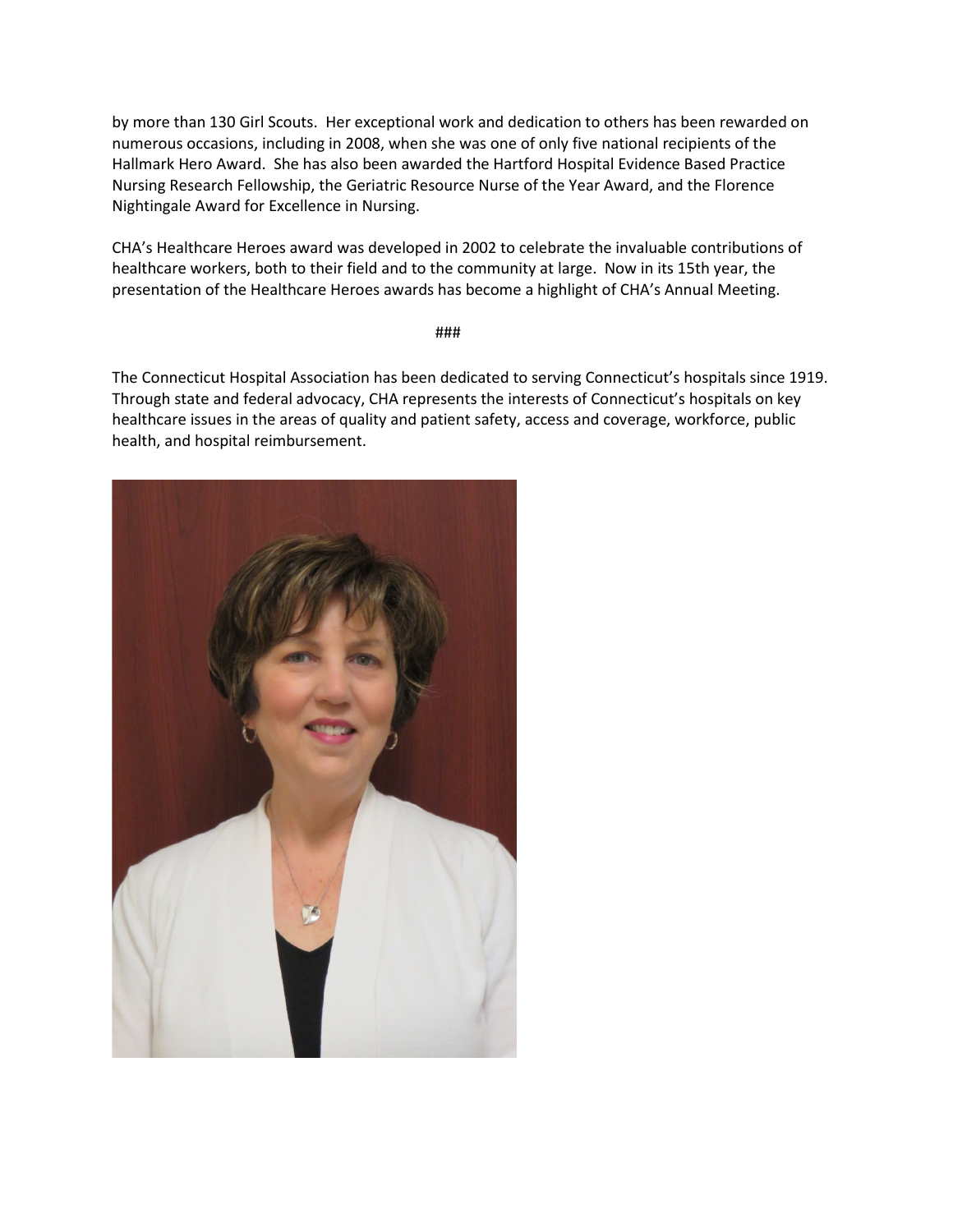by more than 130 Girl Scouts. Her exceptional work and dedication to others has been rewarded on numerous occasions, including in 2008, when she was one of only five national recipients of the Hallmark Hero Award. She has also been awarded the Hartford Hospital Evidence Based Practice Nursing Research Fellowship, the Geriatric Resource Nurse of the Year Award, and the Florence Nightingale Award for Excellence in Nursing.

CHA's Healthcare Heroes award was developed in 2002 to celebrate the invaluable contributions of healthcare workers, both to their field and to the community at large. Now in its 15th year, the presentation of the Healthcare Heroes awards has become a highlight of CHA's Annual Meeting.

###

The Connecticut Hospital Association has been dedicated to serving Connecticut's hospitals since 1919. Through state and federal advocacy, CHA represents the interests of Connecticut's hospitals on key healthcare issues in the areas of quality and patient safety, access and coverage, workforce, public health, and hospital reimbursement.